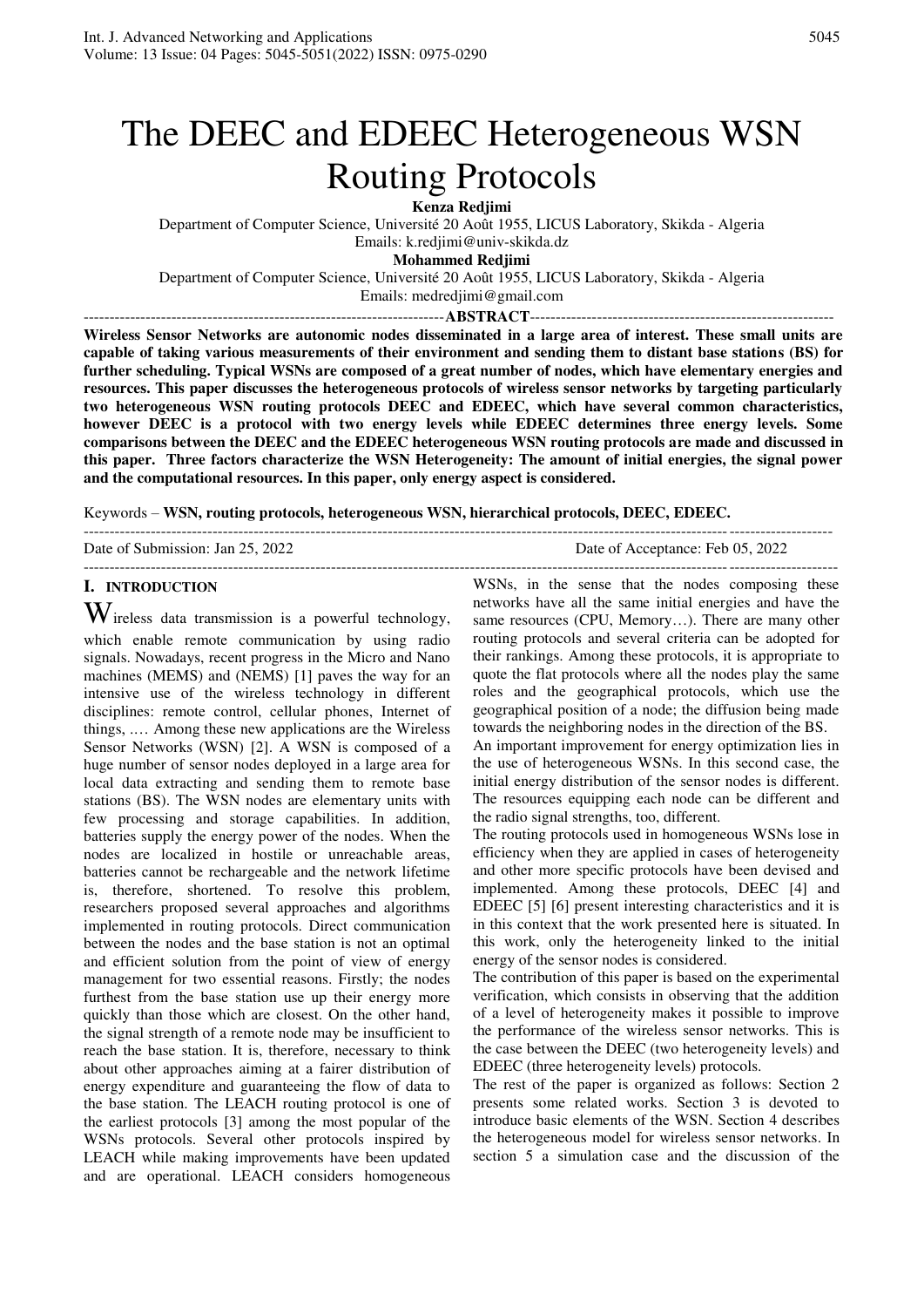# The DEEC and EDEEC Heterogeneous WSN Routing Protocols

**Kenza Redjimi**

Department of Computer Science, Université 20 Août 1955, LICUS Laboratory, Skikda - Algeria

Emails: k.redjimi@univ-skikda.dz

**Mohammed Redjimi**

Department of Computer Science, Université 20 Août 1955, LICUS Laboratory, Skikda - Algeria

Emails: medredjimi@gmail.com

**ABSTRACT**

**Wireless Sensor Networks are autonomic nodes disseminated in a large area of interest. These small units are capable of taking various measurements of their environment and sending them to distant base stations (BS) for further scheduling. Typical WSNs are composed of a great number of nodes, which have elementary energies and resources. This paper discusses the heterogeneous protocols of wireless sensor networks by targeting particularly two heterogeneous WSN routing protocols DEEC and EDEEC, which have several common characteristics, however DEEC is a protocol with two energy levels while EDEEC determines three energy levels. Some comparisons between the DEEC and the EDEEC heterogeneous WSN routing protocols are made and discussed in this paper. Three factors characterize the WSN Heterogeneity: The amount of initial energies, the signal power and the computational resources. In this paper, only energy aspect is considered.**

Keywords – **WSN, routing protocols, heterogeneous WSN, hierarchical protocols, DEEC, EDEEC.**

Date of Submission: Jan 25, 2022 Date of Acceptance: Feb 05, 2022

## I. INTRODUCTION

Wireless data transmission is a powerful technology, which enable remote communication by using radio signals. Nowadays, recent progress in the Micro and Nano machines (MEMS) and (NEMS) [1] paves the way for an intensive use of the wireless technology in different disciplines: remote control, cellular phones, Internet of things, …. Among these new applications are the Wireless Sensor Networks (WSN) [2]. A WSN is composed of a huge number of sensor nodes deployed in a large area for local data extracting and sending them to remote base stations (BS). The WSN nodes are elementary units with few processing and storage capabilities. In addition, batteries supply the energy power of the nodes. When the nodes are localized in hostile or unreachable areas, batteries cannot be rechargeable and the network lifetime is, therefore, shortened. To resolve this problem, researchers proposed several approaches and algorithms implemented in routing protocols. Direct communication between the nodes and the base station is not an optimal and efficient solution from the point of view of energy management for two essential reasons. Firstly; the nodes furthest from the base station use up their energy more quickly than those which are closest. On the other hand, the signal strength of a remote node may be insufficient to reach the base station. It is, therefore, necessary to think about other approaches aiming at a fairer distribution of energy expenditure and guaranteeing the flow of data to the base station. The LEACH routing protocol is one of the earliest protocols [3] among the most popular of the WSNs protocols. Several other protocols inspired by LEACH while making improvements have been updated and are operational. LEACH considers homogeneous WSNs, in the sense that the nodes composing these networks have all the same initial energies and have the same resources (CPU, Memory…). There are many other routing protocols and several criteria can be adopted for their rankings. Among these protocols, it is appropriate to quote the flat protocols where all the nodes play the same roles and the geographical protocols, which use the geographical position of a node; the diffusion being made towards the neighboring nodes in the direction of the BS.

An important improvement for energy optimization lies in the use of heterogeneous WSNs. In this second case, the initial energy distribution of the sensor nodes is different. The resources equipping each node can be different and the radio signal strengths, too, different.

The routing protocols used in homogeneous WSNs lose in efficiency when they are applied in cases of heterogeneity and other more specific protocols have been devised and implemented. Among these protocols, DEEC [4] and EDEEC [5] [6] present interesting characteristics and it is in this context that the work presented here is situated. In this work, only the heterogeneity linked to the initial energy of the sensor nodes is considered.

The contribution of this paper is based on the experimental verification, which consists in observing that the addition of a level of heterogeneity makes it possible to improve the performance of the wireless sensor networks. This is the case between the DEEC (two heterogeneity levels) and EDEEC (three heterogeneity levels) protocols.

The rest of the paper is organized as follows: Section 2 presents some related works. Section 3 is devoted to introduce basic elements of the WSN. Section 4 describes the heterogeneous model for wireless sensor networks. In section 5 a simulation case and the discussion of the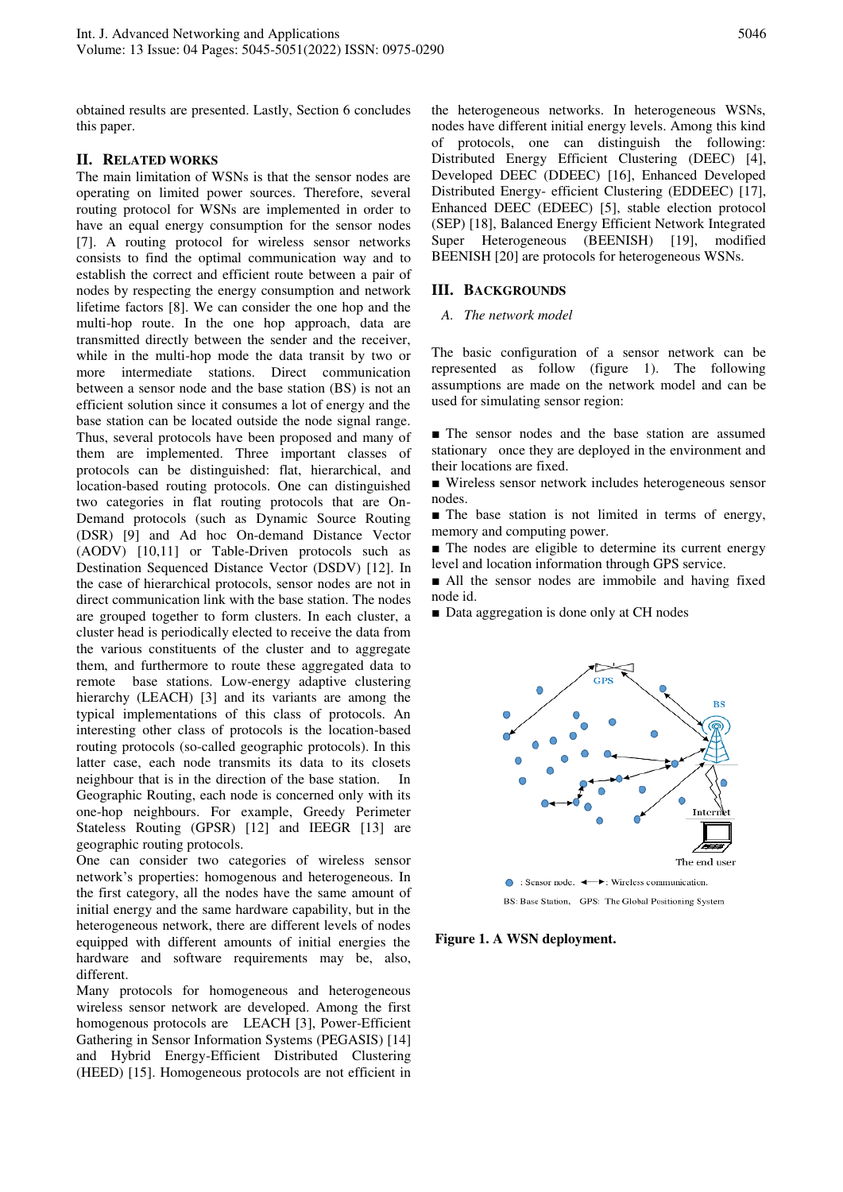obtained results are presented. Lastly, Section 6 concludes this paper.

## II. RELATED WORKS

The main limitation of WSNs is that the sensor nodes are operating on limited power sources. Therefore, several routing protocol for WSNs are implemented in order to have an equal energy consumption for the sensor nodes [7]. A routing protocol for wireless sensor networks consists to find the optimal communication way and to establish the correct and efficient route between a pair of nodes by respecting the energy consumption and network lifetime factors [8]. We can consider the one hop and the multi-hop route. In the one hop approach, data are transmitted directly between the sender and the receiver, while in the multi-hop mode the data transit by two or more intermediate stations. Direct communication between a sensor node and the base station (BS) is not an efficient solution since it consumes a lot of energy and the base station can be located outside the node signal range. Thus, several protocols have been proposed and many of them are implemented. Three important classes of protocols can be distinguished: flat, hierarchical, and location-based routing protocols. One can distinguished two categories in flat routing protocols that are On-Demand protocols (such as Dynamic Source Routing (DSR) [9] and Ad hoc On-demand Distance Vector (AODV) [10,11] or Table-Driven protocols such as Destination Sequenced Distance Vector (DSDV) [12]. In the case of hierarchical protocols, sensor nodes are not in direct communication link with the base station. The nodes are grouped together to form clusters. In each cluster, a cluster head is periodically elected to receive the data from the various constituents of the cluster and to aggregate them, and furthermore to route these aggregated data to remote base stations. Low-energy adaptive clustering hierarchy (LEACH) [3] and its variants are among the typical implementations of this class of protocols. An interesting other class of protocols is the location-based routing protocols (so-called geographic protocols). In this latter case, each node transmits its data to its closets neighbour that is in the direction of the base station. In Geographic Routing, each node is concerned only with its one-hop neighbours. For example, Greedy Perimeter Stateless Routing (GPSR) [12] and IEEGR [13] are geographic routing protocols.

One can consider two categories of wireless sensor network's properties: homogenous and heterogeneous. In the first category, all the nodes have the same amount of initial energy and the same hardware capability, but in the heterogeneous network, there are different levels of nodes equipped with different amounts of initial energies the hardware and software requirements may be, also, different.

Many protocols for homogeneous and heterogeneous wireless sensor network are developed. Among the first homogenous protocols are LEACH [3], Power-Efficient Gathering in Sensor Information Systems (PEGASIS) [14] and Hybrid Energy-Efficient Distributed Clustering (HEED) [15]. Homogeneous protocols are not efficient in the heterogeneous networks. In heterogeneous WSNs, nodes have different initial energy levels. Among this kind of protocols, one can distinguish the following: Distributed Energy Efficient Clustering (DEEC) [4], Developed DEEC (DDEEC) [16], Enhanced Developed Distributed Energy- efficient Clustering (EDDEEC) [17], Enhanced DEEC (EDEEC) [5], stable election protocol (SEP) [18], Balanced Energy Efficient Network Integrated Super Heterogeneous (BEENISH) [19], modified BEENISH [20] are protocols for heterogeneous WSNs.

## III. BACKGROUNDS

### *A. The network model*

The basic configuration of a sensor network can be represented as follow (figure 1). The following assumptions are made on the network model and can be used for simulating sensor region:

- The sensor nodes and the base station are assumed stationary once they are deployed in the environment and their locations are fixed.
- Wireless sensor network includes heterogeneous sensor nodes.
- The base station is not limited in terms of energy, memory and computing power.
- The nodes are eligible to determine its current energy level and location information through GPS service.
- All the sensor nodes are immobile and having fixed node id.
- Data aggregation is done only at CH nodes

GPS BS Internet The end user

● : Sensor node. ⟷ : Wireless communication.

BS: Base Station, GPS: The Global Positioning System

**Figure 1. A WSN deployment.**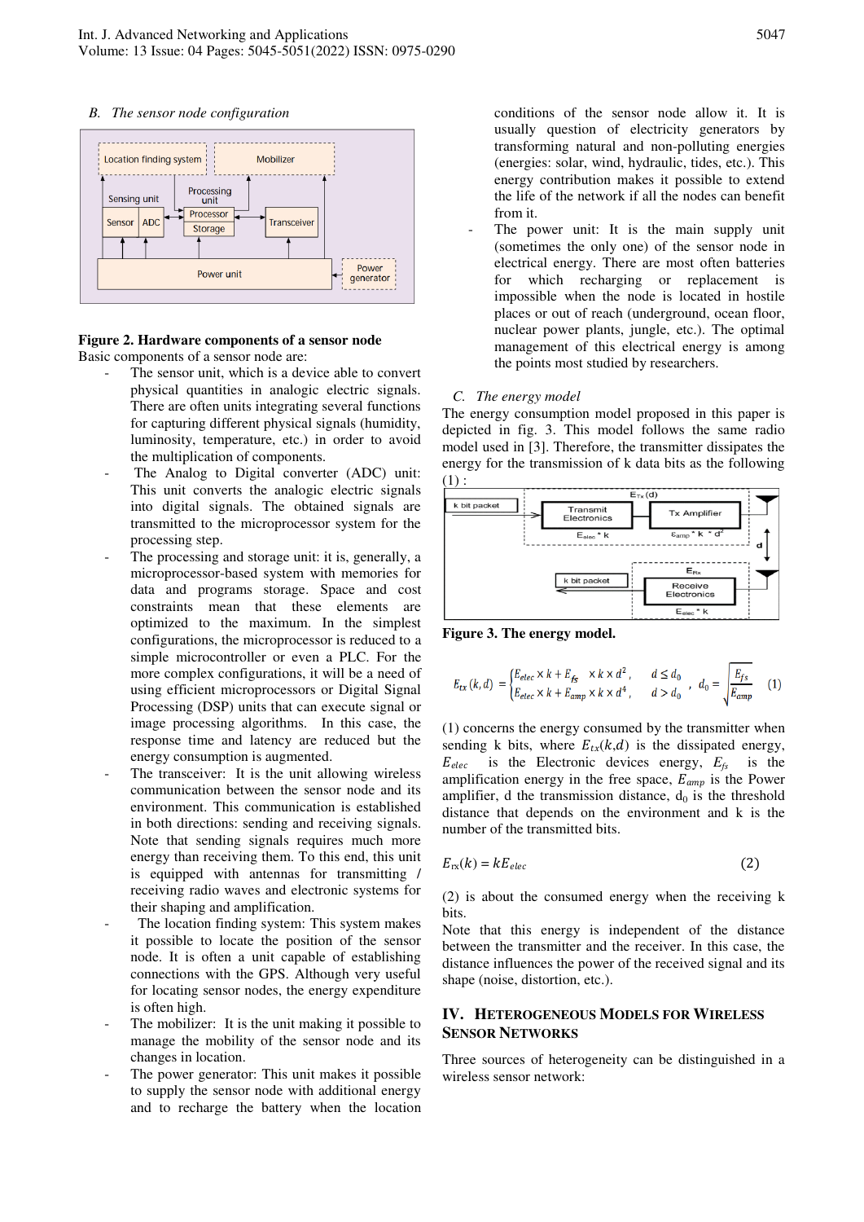### B. *The sensor node configuration*

**Figure 2. Hardware components of a sensor node**

Basic components of a sensor node are:

- The sensor unit, which is a device able to convert physical quantities in analogic electric signals. There are often units integrating several functions for capturing different physical signals (humidity, luminosity, temperature, etc.) in order to avoid the multiplication of components.
- The Analog to Digital converter (ADC) unit: This unit converts the analogic electric signals into digital signals. The obtained signals are transmitted to the microprocessor system for the processing step.
- The processing and storage unit: it is, generally, a microprocessor-based system with memories for data and programs storage. Space and cost constraints mean that these elements are optimized to the maximum. In the simplest configurations, the microprocessor is reduced to a simple microcontroller or even a PLC. For the more complex configurations, it will be a need of using efficient microprocessors or Digital Signal Processing (DSP) units that can execute signal or image processing algorithms. In this case, the response time and latency are reduced but the energy consumption is augmented.
- The transceiver: It is the unit allowing wireless communication between the sensor node and its environment. This communication is established in both directions: sending and receiving signals. Note that sending signals requires much more energy than receiving them. To this end, this unit is equipped with antennas for transmitting / receiving radio waves and electronic systems for their shaping and amplification.
- The location finding system: This system makes it possible to locate the position of the sensor node. It is often a unit capable of establishing connections with the GPS. Although very useful for locating sensor nodes, the energy expenditure is often high.
- The mobilizer: It is the unit making it possible to manage the mobility of the sensor node and its changes in location.
- The power generator: This unit makes it possible to supply the sensor node with additional energy and to recharge the battery when the location conditions of the sensor node allow it. It is usually question of electricity generators by transforming natural and non-polluting energies (energies: solar, wind, hydraulic, tides, etc.). This energy contribution makes it possible to extend the life of the network if all the nodes can benefit from it.
- The power unit: It is the main supply unit (sometimes the only one) of the sensor node in electrical energy. There are most often batteries for which recharging or replacement is impossible when the node is located in hostile places or out of reach (underground, ocean floor, nuclear power plants, jungle, etc.). The optimal management of this electrical energy is among the points most studied by researchers.

### C. *The energy model*

The energy consumption model proposed in this paper is depicted in fig. 3. This model follows the same radio model used in [3]. Therefore, the transmitter dissipates the energy for the transmission of k data bits as the following (1) :

**Figure 3. The energy model.**

$$E_{tx}(k,d) = \begin{cases} E_{elec} \times k + E_{fs} \times k \times d^2, & d \le d_0 \\ E_{elec} \times k + E_{amp} \times k \times d^4, & d > d_0 \end{cases}, \quad d_0 = \sqrt{\frac{E_{fs}}{E_{amp}}} \qquad (1)$$

(1) concerns the energy consumed by the transmitter when sending k bits, where $E_{tx}(k,d)$ is the dissipated energy, $E_{elec}$ is the Electronic devices energy, $E_{fs}$ is the amplification energy in the free space, $E_{amp}$ is the Power amplifier, d the transmission distance, $d_0$ is the threshold distance that depends on the environment and k is the number of the transmitted bits.

$$E_{rx}(k) = kE_{elec} \qquad (2)$$

(2) is about the consumed energy when the receiving k bits.

Note that this energy is independent of the distance between the transmitter and the receiver. In this case, the distance influences the power of the received signal and its shape (noise, distortion, etc.).

## IV. HETEROGENEOUS MODELS FOR WIRELESS SENSOR NETWORKS

Three sources of heterogeneity can be distinguished in a wireless sensor network: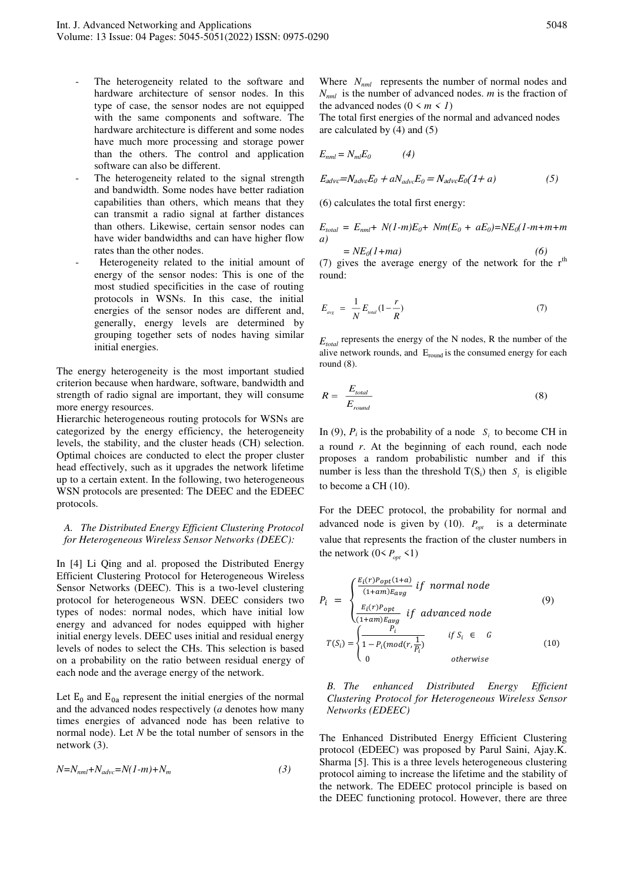- The heterogeneity related to the software and hardware architecture of sensor nodes. In this type of case, the sensor nodes are not equipped with the same components and software. The hardware architecture is different and some nodes have much more processing and storage power than the others. The control and application software can also be different.
- The heterogeneity related to the signal strength and bandwidth. Some nodes have better radiation capabilities than others, which means that they can transmit a radio signal at farther distances than others. Likewise, certain sensor nodes can have wider bandwidths and can have higher flow rates than the other nodes.
- Heterogeneity related to the initial amount of energy of the sensor nodes: This is one of the most studied specificities in the case of routing protocols in WSNs. In this case, the initial energies of the sensor nodes are different and, generally, energy levels are determined by grouping together sets of nodes having similar initial energies.

The energy heterogeneity is the most important studied criterion because when hardware, software, bandwidth and strength of radio signal are important, they will consume more energy resources.

Hierarchic heterogeneous routing protocols for WSNs are categorized by the energy efficiency, the heterogeneity levels, the stability, and the cluster heads (CH) selection. Optimal choices are conducted to elect the proper cluster head effectively, such as it upgrades the network lifetime up to a certain extent. In the following, two heterogeneous WSN protocols are presented: The DEEC and the EDEEC protocols.

### A. The Distributed Energy Efficient Clustering Protocol for Heterogeneous Wireless Sensor Networks (DEEC):

In [4] Li Qing and al. proposed the Distributed Energy Efficient Clustering Protocol for Heterogeneous Wireless Sensor Networks (DEEC). This is a two-level clustering protocol for heterogeneous WSN. DEEC considers two types of nodes: normal nodes, which have initial low energy and advanced for nodes equipped with higher initial energy levels. DEEC uses initial and residual energy levels of nodes to select the CHs. This selection is based on a probability on the ratio between residual energy of each node and the average energy of the network.

Let $E_0$ and $E_{0a}$ represent the initial energies of the normal and the advanced nodes respectively (*a* denotes how many times energies of advanced node has been relative to normal node). Let *N* be the total number of sensors in the network (3).

$$N=N_{nml}+N_{advc}=N(1-m)+N_m \qquad (3)$$

Where $N_{nml}$ represents the number of normal nodes and $N_{nml}$ is the number of advanced nodes. *m* is the fraction of the advanced nodes ($0 < m < 1$)

The total first energies of the normal and advanced nodes are calculated by (4) and (5)

$$E_{nml} = N_{ml}E_0 \qquad (4)$$

$$E_{advc}=N_{advc}E_0 + aN_{advc}E_0 = N_{advc}E_0(1+ a) \qquad (5)$$

(6) calculates the total first energy:

$$E_{total} = E_{nml}+ N(1-m)E_0+ Nm(E_0 + aE_0)=NE_0(1-m+m+m a) = NE_0(1+ma) \qquad (6)$$

(7) gives the average energy of the network for the r[th] round:

$$E_{avg} = \frac{1}{N} E_{total}(1-\frac{r}{R}) \qquad (7)$$

$E_{total}$ represents the energy of the N nodes, R the number of the alive network rounds, and $E_{round}$ is the consumed energy for each round (8).

$$R = \frac{E_{total}}{E_{round}} \qquad (8)$$

In (9), $P_i$ is the probability of a node $S_i$ to become CH in a round *r*. At the beginning of each round, each node proposes a random probabilistic number and if this number is less than the threshold $T(S_i)$ then $S_i$ is eligible to become a CH (10).

For the DEEC protocol, the probability for normal and advanced node is given by (10). $P_{opt}$ is a determinate value that represents the fraction of the cluster numbers in the network ($0< P_{opt} <1$)

$$P_i = \begin{cases} \frac{E_i(r)P_{opt}(1+a)}{(1+am)E_{avg}} & if \;\; normal\; node \\ \frac{E_i(r)P_{opt}}{(1+am)E_{avg}} & if \;\; advanced\; node \end{cases} \qquad (9)$$

$$T(S_i) = \begin{cases} \frac{P_i}{1-P_i(mod(r,\frac{1}{P_i})} & if\; S_i \in G \\ 0 & otherwise \end{cases} \qquad (10)$$

### B. The enhanced Distributed Energy Efficient Clustering Protocol for Heterogeneous Wireless Sensor Networks (EDEEC)

The Enhanced Distributed Energy Efficient Clustering protocol (EDEEC) was proposed by Parul Saini, Ajay.K. Sharma [5]. This is a three levels heterogeneous clustering protocol aiming to increase the lifetime and the stability of the network. The EDEEC protocol principle is based on the DEEC functioning protocol. However, there are three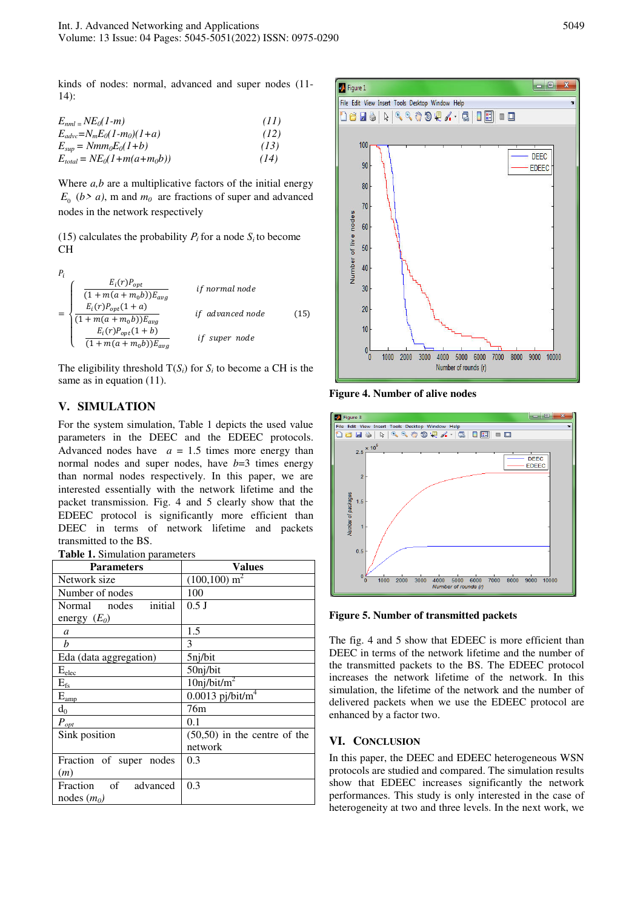kinds of nodes: normal, advanced and super nodes (11-14):

$$E_{nml} = NE_0(1-m) \quad (11)$$

$$E_{advc} = N_m E_0(1-m_0)(1+a) \quad (12)$$

$$E_{sup} = Nmm_0 E_0(1+b) \quad (13)$$

$$E_{total} = NE_0(1+m(a+m_0 b)) \quad (14)$$

Where $a,b$ are a multiplicative factors of the initial energy $E_0$ ($b > a$), m and $m_0$ are fractions of super and advanced nodes in the network respectively

(15) calculates the probability $P_i$ for a node $S_i$ to become CH

$$P_i = \begin{cases} \dfrac{E_i(r)P_{opt}}{(1+m(a+m_0 b))E_{avg}} & \text{if normal node} \\ \dfrac{E_i(r)P_{opt}(1+a)}{(1+m(a+m_0 b))E_{avg}} & \text{if advanced node} \\ \dfrac{E_i(r)P_{opt}(1+b)}{(1+m(a+m_0 b))E_{avg}} & \text{if super node} \end{cases} \quad (15)$$

The eligibility threshold $T(S_i)$ for $S_i$ to become a CH is the same as in equation (11).

## V. SIMULATION

For the system simulation, Table 1 depicts the used value parameters in the DEEC and the EDEEC protocols. Advanced nodes have $a$ = 1.5 times more energy than normal nodes and super nodes, have $b$=3 times energy than normal nodes respectively. In this paper, we are interested essentially with the network lifetime and the packet transmission. Fig. 4 and 5 clearly show that the EDEEC protocol is significantly more efficient than DEEC in terms of network lifetime and packets transmitted to the BS.

**Table 1.** Simulation parameters

| Parameters | Values |
|---|---|
| Network size | (100,100) $m^2$ |
| Number of nodes | 100 |
| Normal nodes initial energy ($E_0$) | 0.5 J |
| $a$ | 1.5 |
| $b$ | 3 |
| Eda (data aggregation) | 5nj/bit |
| $E_{elec}$ | 50nj/bit |
| $E_{fs}$ | 10nj/bit/$m^2$ |
| $E_{amp}$ | 0.0013 pj/bit/$m^4$ |
| $d_0$ | 76m |
| $P_{opt}$ | 0.1 |
| Sink position | (50,50) in the centre of the network |
| Fraction of super nodes ($m$) | 0.3 |
| Fraction of advanced nodes ($m_0$) | 0.3 |

**Figure 4. Number of alive nodes**

**Figure 5. Number of transmitted packets**

The fig. 4 and 5 show that EDEEC is more efficient than DEEC in terms of the network lifetime and the number of the transmitted packets to the BS. The EDEEC protocol increases the network lifetime of the network. In this simulation, the lifetime of the network and the number of delivered packets when we use the EDEEC protocol are enhanced by a factor two.

## VI. CONCLUSION

In this paper, the DEEC and EDEEC heterogeneous WSN protocols are studied and compared. The simulation results show that EDEEC increases significantly the network performances. This study is only interested in the case of heterogeneity at two and three levels. In the next work, we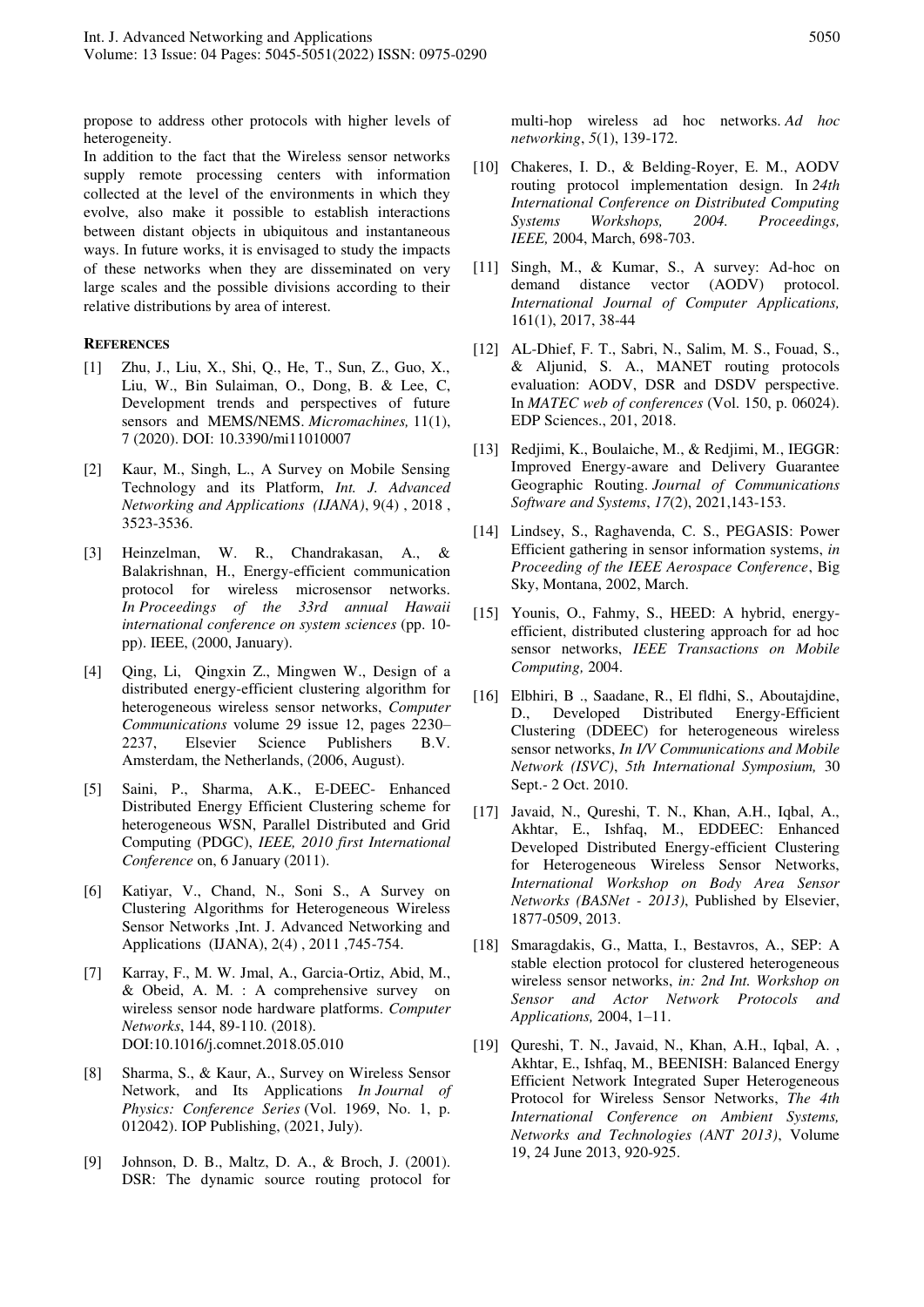propose to address other protocols with higher levels of heterogeneity.

In addition to the fact that the Wireless sensor networks supply remote processing centers with information collected at the level of the environments in which they evolve, also make it possible to establish interactions between distant objects in ubiquitous and instantaneous ways. In future works, it is envisaged to study the impacts of these networks when they are disseminated on very large scales and the possible divisions according to their relative distributions by area of interest.

**REFERENCES**

[1] Zhu, J., Liu, X., Shi, Q., He, T., Sun, Z., Guo, X., Liu, W., Bin Sulaiman, O., Dong, B. & Lee, C, Development trends and perspectives of future sensors and MEMS/NEMS. *Micromachines,* 11(1), 7 (2020). DOI: 10.3390/mi11010007

[2] Kaur, M., Singh, L., A Survey on Mobile Sensing Technology and its Platform, *Int. J. Advanced Networking and Applications (IJANA)*, 9(4) , 2018 , 3523-3536.

[3] Heinzelman, W. R., Chandrakasan, A., & Balakrishnan, H., Energy-efficient communication protocol for wireless microsensor networks. *In Proceedings of the 33rd annual Hawaii international conference on system sciences* (pp. 10-pp). IEEE, (2000, January).

[4] Qing, Li, Qingxin Z., Mingwen W., Design of a distributed energy-efficient clustering algorithm for heterogeneous wireless sensor networks, *Computer Communications* volume 29 issue 12, pages 2230–2237, Elsevier Science Publishers B.V. Amsterdam, the Netherlands, (2006, August).

[5] Saini, P., Sharma, A.K., E-DEEC- Enhanced Distributed Energy Efficient Clustering scheme for heterogeneous WSN, Parallel Distributed and Grid Computing (PDGC), *IEEE, 2010 first International Conference* on, 6 January (2011).

[6] Katiyar, V., Chand, N., Soni S., A Survey on Clustering Algorithms for Heterogeneous Wireless Sensor Networks ,Int. J. Advanced Networking and Applications (IJANA), 2(4) , 2011 ,745-754.

[7] Karray, F., M. W. Jmal, A., Garcia-Ortiz, Abid, M., & Obeid, A. M. : A comprehensive survey on wireless sensor node hardware platforms. *Computer Networks*, 144, 89-110. (2018). DOI:10.1016/j.comnet.2018.05.010

[8] Sharma, S., & Kaur, A., Survey on Wireless Sensor Network, and Its Applications *In Journal of Physics: Conference Series* (Vol. 1969, No. 1, p. 012042). IOP Publishing, (2021, July).

[9] Johnson, D. B., Maltz, D. A., & Broch, J. (2001). DSR: The dynamic source routing protocol for multi-hop wireless ad hoc networks. *Ad hoc networking*, *5*(1), 139-172.

[10] Chakeres, I. D., & Belding-Royer, E. M., AODV routing protocol implementation design. In *24th International Conference on Distributed Computing Systems Workshops, 2004. Proceedings, IEEE,* 2004, March, 698-703.

[11] Singh, M., & Kumar, S., A survey: Ad-hoc on demand distance vector (AODV) protocol. *International Journal of Computer Applications,* 161(1), 2017, 38-44

[12] AL-Dhief, F. T., Sabri, N., Salim, M. S., Fouad, S., & Aljunid, S. A., MANET routing protocols evaluation: AODV, DSR and DSDV perspective. In *MATEC web of conferences* (Vol. 150, p. 06024). EDP Sciences., 201, 2018.

[13] Redjimi, K., Boulaiche, M., & Redjimi, M., IEGGR: Improved Energy-aware and Delivery Guarantee Geographic Routing. *Journal of Communications Software and Systems*, *17*(2), 2021,143-153.

[14] Lindsey, S., Raghavenda, C. S., PEGASIS: Power Efficient gathering in sensor information systems, *in Proceeding of the IEEE Aerospace Conference*, Big Sky, Montana, 2002, March.

[15] Younis, O., Fahmy, S., HEED: A hybrid, energy-efficient, distributed clustering approach for ad hoc sensor networks, *IEEE Transactions on Mobile Computing,* 2004.

[16] Elbhiri, B ., Saadane, R., El fldhi, S., Aboutajdine, D., Developed Distributed Energy-Efficient Clustering (DDEEC) for heterogeneous wireless sensor networks, *In I/V Communications and Mobile Network (ISVC)*, *5th International Symposium,* 30 Sept.- 2 Oct. 2010.

[17] Javaid, N., Qureshi, T. N., Khan, A.H., Iqbal, A., Akhtar, E., Ishfaq, M., EDDEEC: Enhanced Developed Distributed Energy-efficient Clustering for Heterogeneous Wireless Sensor Networks, *International Workshop on Body Area Sensor Networks (BASNet - 2013)*, Published by Elsevier, 1877-0509, 2013.

[18] Smaragdakis, G., Matta, I., Bestavros, A., SEP: A stable election protocol for clustered heterogeneous wireless sensor networks, *in: 2nd Int. Workshop on Sensor and Actor Network Protocols and Applications,* 2004, 1–11.

[19] Qureshi, T. N., Javaid, N., Khan, A.H., Iqbal, A. , Akhtar, E., Ishfaq, M., BEENISH: Balanced Energy Efficient Network Integrated Super Heterogeneous Protocol for Wireless Sensor Networks, *The 4th International Conference on Ambient Systems, Networks and Technologies (ANT 2013)*, Volume 19, 24 June 2013, 920-925.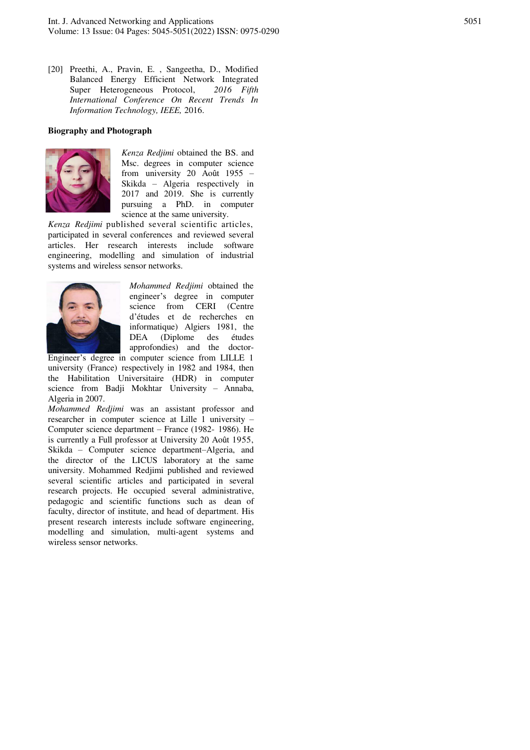[20] Preethi, A., Pravin, E. , Sangeetha, D., Modified Balanced Energy Efficient Network Integrated Super Heterogeneous Protocol, *2016 Fifth International Conference On Recent Trends In Information Technology, IEEE,* 2016.

**Biography and Photograph**

*Kenza Redjimi* obtained the BS. and Msc. degrees in computer science from university 20 Août 1955 – Skikda – Algeria respectively in 2017 and 2019. She is currently pursuing a PhD. in computer science at the same university.

*Kenza Redjimi* published several scientific articles, participated in several conferences and reviewed several articles. Her research interests include software engineering, modelling and simulation of industrial systems and wireless sensor networks.

*Mohammed Redjimi* obtained the engineer's degree in computer science from CERI (Centre d'études et de recherches en informatique) Algiers 1981, the DEA (Diplome des études approfondies) and the doctor-Engineer's degree in computer science from LILLE 1 university (France) respectively in 1982 and 1984, then the Habilitation Universitaire (HDR) in computer science from Badji Mokhtar University – Annaba, Algeria in 2007.

*Mohammed Redjimi* was an assistant professor and researcher in computer science at Lille 1 university – Computer science department – France (1982- 1986). He is currently a Full professor at University 20 Août 1955, Skikda – Computer science department–Algeria, and the director of the LICUS laboratory at the same university. Mohammed Redjimi published and reviewed several scientific articles and participated in several research projects. He occupied several administrative, pedagogic and scientific functions such as dean of faculty, director of institute, and head of department. His present research interests include software engineering, modelling and simulation, multi-agent systems and wireless sensor networks.